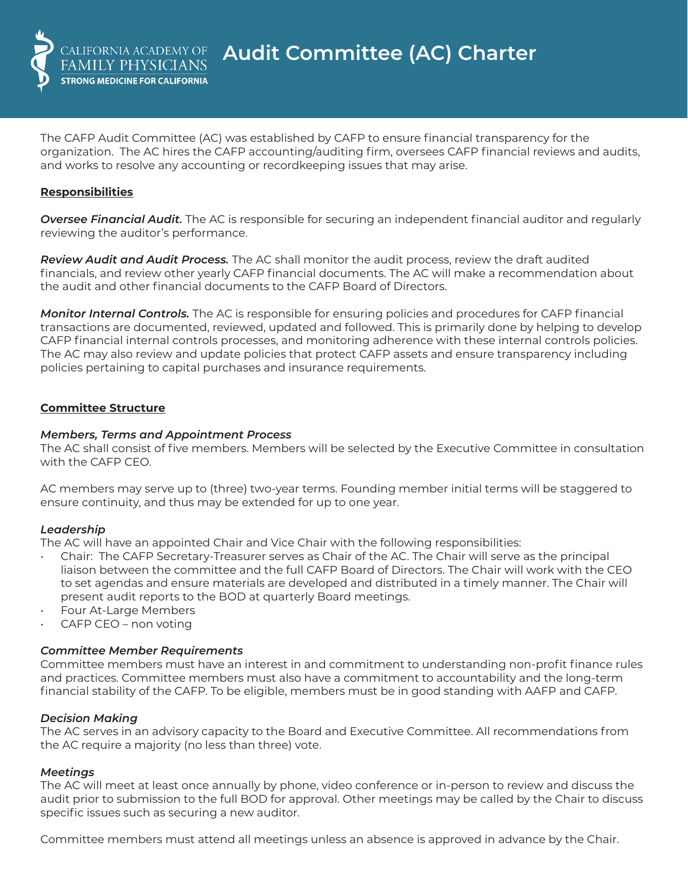CALIFORNIA ACADEMY OF FAMILY PHYSICIANS
STRONG MEDICINE FOR CALIFORNIA

# Audit Committee (AC) Charter

The CAFP Audit Committee (AC) was established by CAFP to ensure financial transparency for the organization. The AC hires the CAFP accounting/auditing firm, oversees CAFP financial reviews and audits, and works to resolve any accounting or recordkeeping issues that may arise.

## Responsibilities

***Oversee Financial Audit.*** The AC is responsible for securing an independent financial auditor and regularly reviewing the auditor's performance.

***Review Audit and Audit Process.*** The AC shall monitor the audit process, review the draft audited financials, and review other yearly CAFP financial documents. The AC will make a recommendation about the audit and other financial documents to the CAFP Board of Directors.

***Monitor Internal Controls.*** The AC is responsible for ensuring policies and procedures for CAFP financial transactions are documented, reviewed, updated and followed. This is primarily done by helping to develop CAFP financial internal controls processes, and monitoring adherence with these internal controls policies. The AC may also review and update policies that protect CAFP assets and ensure transparency including policies pertaining to capital purchases and insurance requirements.

## Committee Structure

### *Members, Terms and Appointment Process*

The AC shall consist of five members. Members will be selected by the Executive Committee in consultation with the CAFP CEO.

AC members may serve up to (three) two-year terms. Founding member initial terms will be staggered to ensure continuity, and thus may be extended for up to one year.

### *Leadership*

The AC will have an appointed Chair and Vice Chair with the following responsibilities:

- Chair: The CAFP Secretary-Treasurer serves as Chair of the AC. The Chair will serve as the principal liaison between the committee and the full CAFP Board of Directors. The Chair will work with the CEO to set agendas and ensure materials are developed and distributed in a timely manner. The Chair will present audit reports to the BOD at quarterly Board meetings.
- Four At-Large Members
- CAFP CEO – non voting

### *Committee Member Requirements*

Committee members must have an interest in and commitment to understanding non-profit finance rules and practices. Committee members must also have a commitment to accountability and the long-term financial stability of the CAFP. To be eligible, members must be in good standing with AAFP and CAFP.

### *Decision Making*

The AC serves in an advisory capacity to the Board and Executive Committee. All recommendations from the AC require a majority (no less than three) vote.

### *Meetings*

The AC will meet at least once annually by phone, video conference or in-person to review and discuss the audit prior to submission to the full BOD for approval. Other meetings may be called by the Chair to discuss specific issues such as securing a new auditor.

Committee members must attend all meetings unless an absence is approved in advance by the Chair.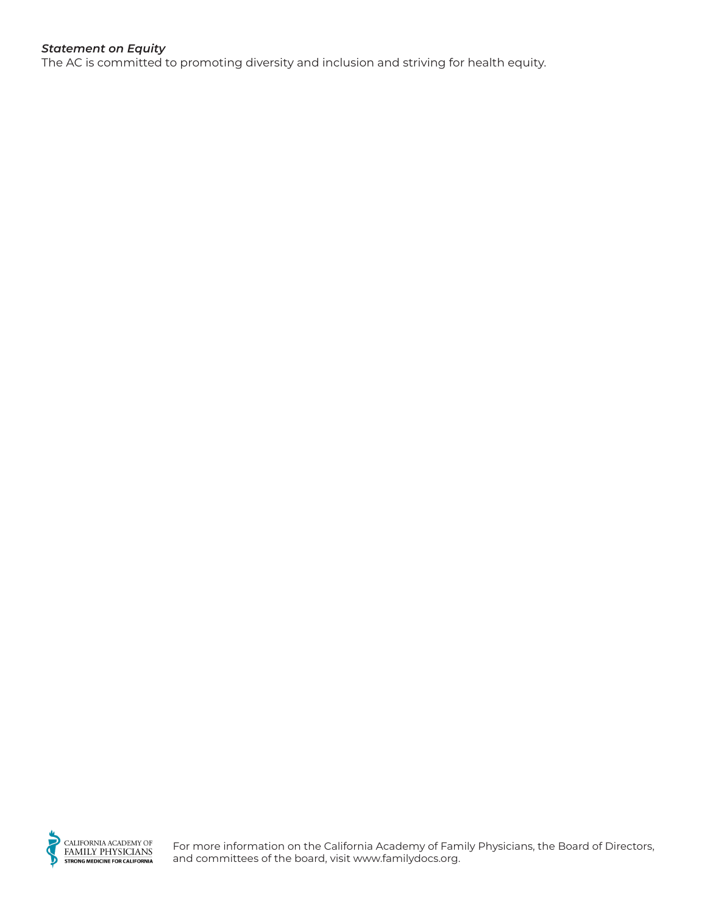***Statement on Equity***
The AC is committed to promoting diversity and inclusion and striving for health equity.

For more information on the California Academy of Family Physicians, the Board of Directors, and committees of the board, visit www.familydocs.org.